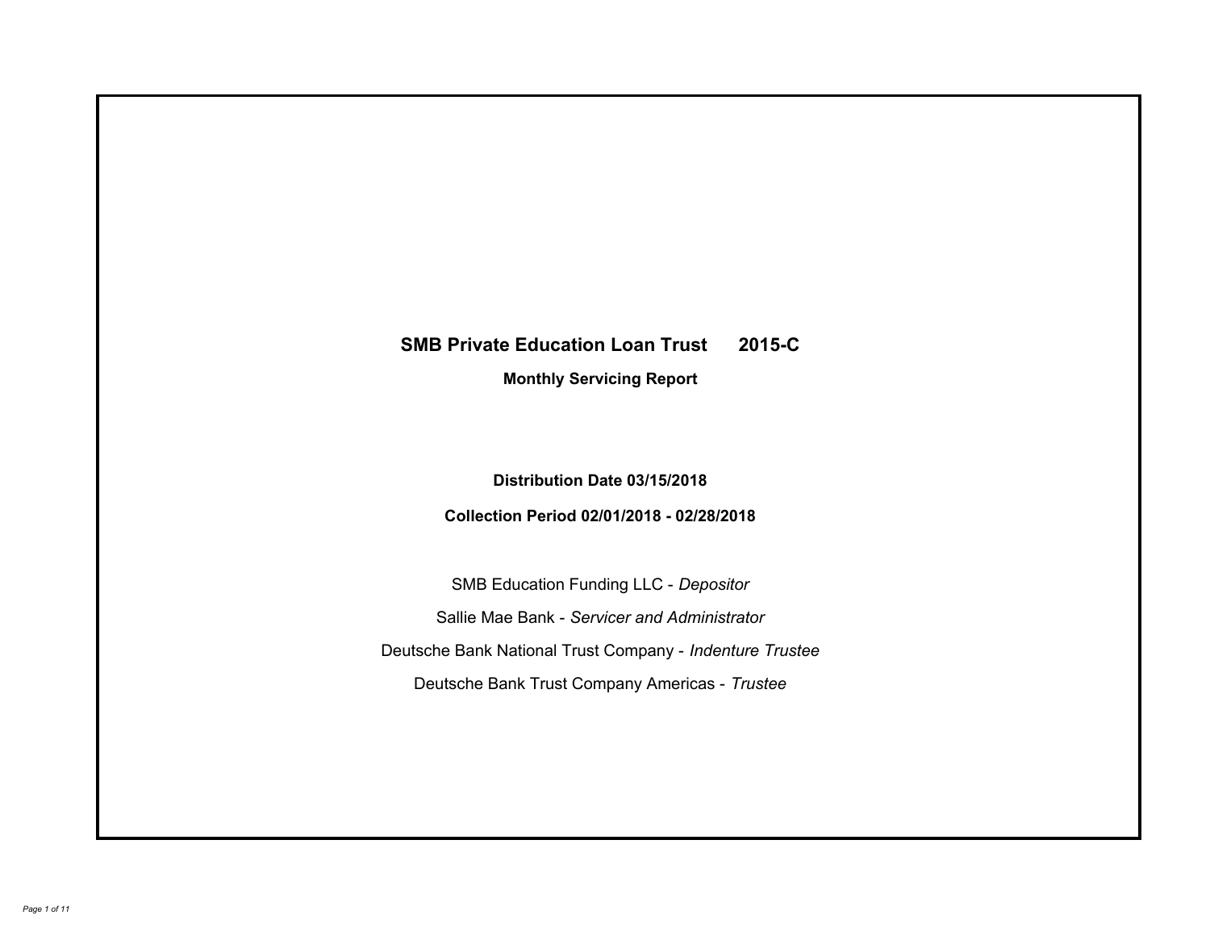# SMB Private Education Loan Trust 2015-C

## Monthly Servicing Report

**Distribution Date 03/15/2018**

**Collection Period 02/01/2018 - 02/28/2018**

SMB Education Funding LLC - *Depositor*

Sallie Mae Bank - *Servicer and Administrator*

Deutsche Bank National Trust Company - *Indenture Trustee*

Deutsche Bank Trust Company Americas - *Trustee*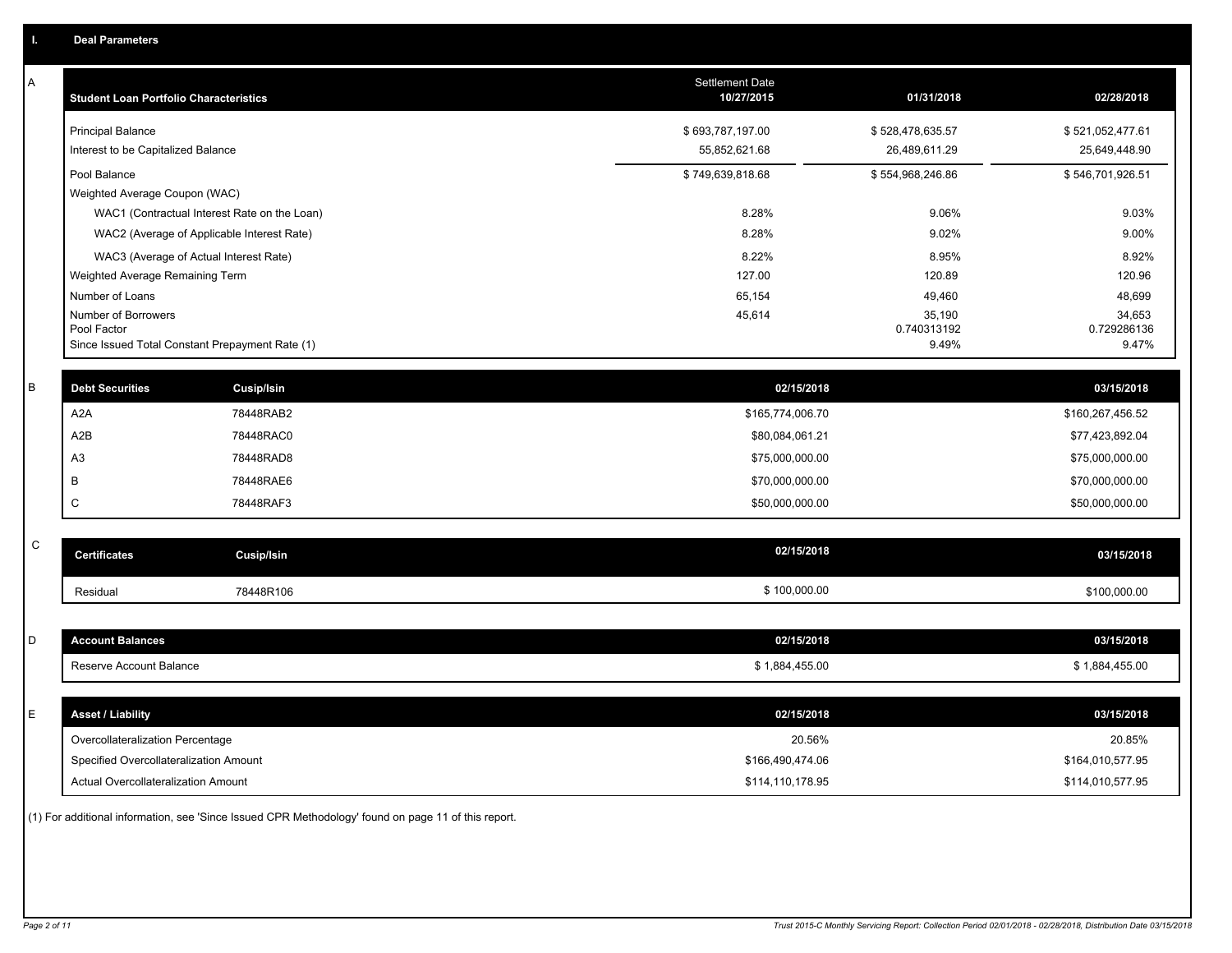## I. Deal Parameters

### A

| Student Loan Portfolio Characteristics | Settlement Date 10/27/2015 | 01/31/2018 | 02/28/2018 |
|---|---|---|---|
| Principal Balance | $ 693,787,197.00 | $ 528,478,635.57 | $ 521,052,477.61 |
| Interest to be Capitalized Balance | 55,852,621.68 | 26,489,611.29 | 25,649,448.90 |
| Pool Balance | $ 749,639,818.68 | $ 554,968,246.86 | $ 546,701,926.51 |
| Weighted Average Coupon (WAC) | | | |
| WAC1 (Contractual Interest Rate on the Loan) | 8.28% | 9.06% | 9.03% |
| WAC2 (Average of Applicable Interest Rate) | 8.28% | 9.02% | 9.00% |
| WAC3 (Average of Actual Interest Rate) | 8.22% | 8.95% | 8.92% |
| Weighted Average Remaining Term | 127.00 | 120.89 | 120.96 |
| Number of Loans | 65,154 | 49,460 | 48,699 |
| Number of Borrowers | 45,614 | 35,190 | 34,653 |
| Pool Factor | | 0.740313192 | 0.729286136 |
| Since Issued Total Constant Prepayment Rate (1) | | 9.49% | 9.47% |

### B

| Debt Securities | Cusip/Isin | 02/15/2018 | 03/15/2018 |
|---|---|---|---|
| A2A | 78448RAB2 | $165,774,006.70 | $160,267,456.52 |
| A2B | 78448RAC0 | $80,084,061.21 | $77,423,892.04 |
| A3 | 78448RAD8 | $75,000,000.00 | $75,000,000.00 |
| B | 78448RAE6 | $70,000,000.00 | $70,000,000.00 |
| C | 78448RAF3 | $50,000,000.00 | $50,000,000.00 |

### C

| Certificates | Cusip/Isin | 02/15/2018 | 03/15/2018 |
|---|---|---|---|
| Residual | 78448R106 | $ 100,000.00 | $100,000.00 |

### D

| Account Balances | 02/15/2018 | 03/15/2018 |
|---|---|---|
| Reserve Account Balance | $ 1,884,455.00 | $ 1,884,455.00 |

### E

| Asset / Liability | 02/15/2018 | 03/15/2018 |
|---|---|---|
| Overcollateralization Percentage | 20.56% | 20.85% |
| Specified Overcollateralization Amount | $166,490,474.06 | $164,010,577.95 |
| Actual Overcollateralization Amount | $114,110,178.95 | $114,010,577.95 |

(1) For additional information, see 'Since Issued CPR Methodology' found on page 11 of this report.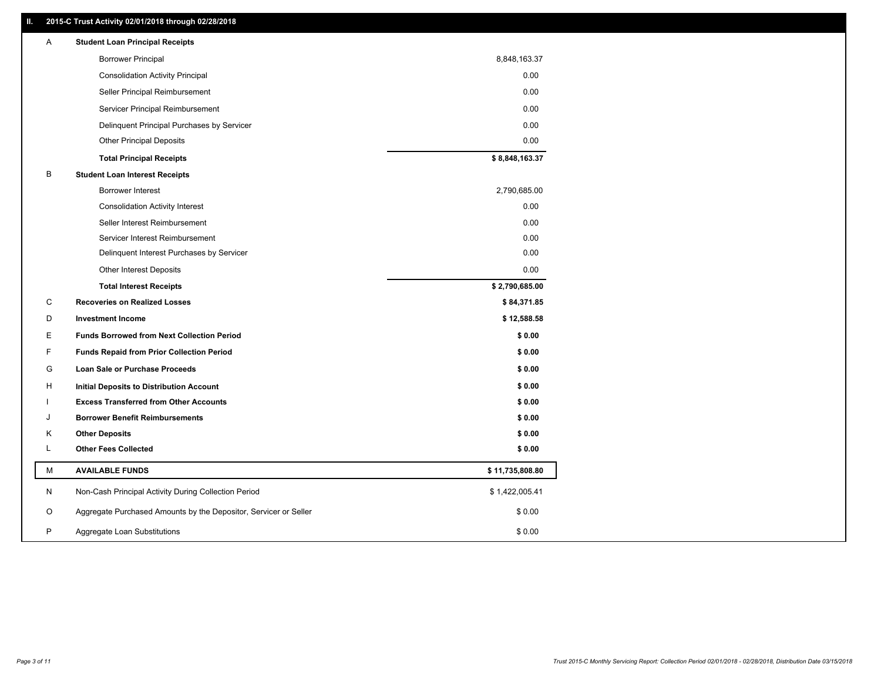## II. 2015-C Trust Activity 02/01/2018 through 02/28/2018

| | | |
|---|---|---|
| A | **Student Loan Principal Receipts** | |
| | Borrower Principal | 8,848,163.37 |
| | Consolidation Activity Principal | 0.00 |
| | Seller Principal Reimbursement | 0.00 |
| | Servicer Principal Reimbursement | 0.00 |
| | Delinquent Principal Purchases by Servicer | 0.00 |
| | Other Principal Deposits | 0.00 |
| | **Total Principal Receipts** | **$ 8,848,163.37** |
| B | **Student Loan Interest Receipts** | |
| | Borrower Interest | 2,790,685.00 |
| | Consolidation Activity Interest | 0.00 |
| | Seller Interest Reimbursement | 0.00 |
| | Servicer Interest Reimbursement | 0.00 |
| | Delinquent Interest Purchases by Servicer | 0.00 |
| | Other Interest Deposits | 0.00 |
| | **Total Interest Receipts** | **$ 2,790,685.00** |
| C | **Recoveries on Realized Losses** | **$ 84,371.85** |
| D | **Investment Income** | **$ 12,588.58** |
| E | **Funds Borrowed from Next Collection Period** | **$ 0.00** |
| F | **Funds Repaid from Prior Collection Period** | **$ 0.00** |
| G | **Loan Sale or Purchase Proceeds** | **$ 0.00** |
| H | **Initial Deposits to Distribution Account** | **$ 0.00** |
| I | **Excess Transferred from Other Accounts** | **$ 0.00** |
| J | **Borrower Benefit Reimbursements** | **$ 0.00** |
| K | **Other Deposits** | **$ 0.00** |
| L | **Other Fees Collected** | **$ 0.00** |
| M | **AVAILABLE FUNDS** | **$ 11,735,808.80** |
| N | Non-Cash Principal Activity During Collection Period | $ 1,422,005.41 |
| O | Aggregate Purchased Amounts by the Depositor, Servicer or Seller | $ 0.00 |
| P | Aggregate Loan Substitutions | $ 0.00 |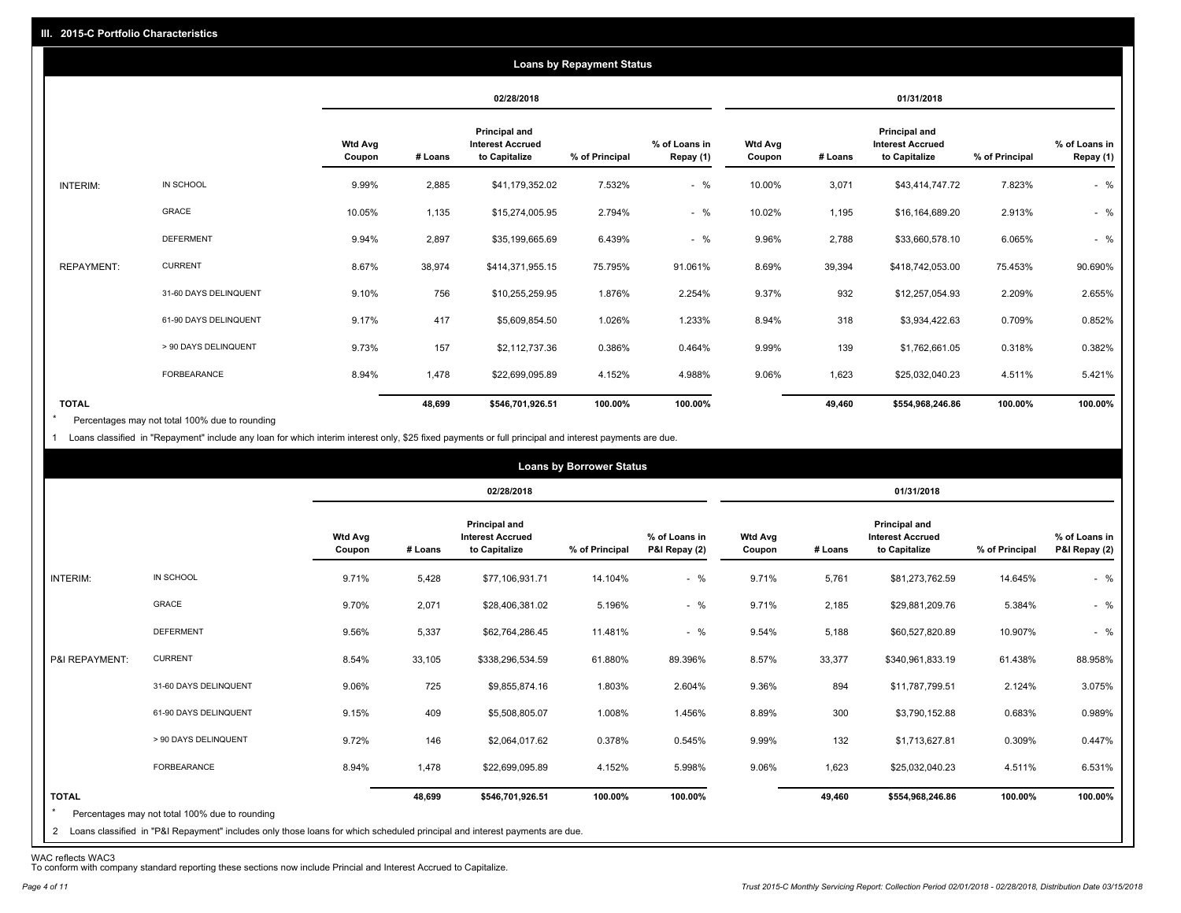## III. 2015-C Portfolio Characteristics

### Loans by Repayment Status

| | | 02/28/2018 | | | | | 01/31/2018 | | | | |
|---|---|---|---|---|---|---|---|---|---|---|---|
| | | Wtd Avg Coupon | # Loans | Principal and Interest Accrued to Capitalize | % of Principal | % of Loans in Repay (1) | Wtd Avg Coupon | # Loans | Principal and Interest Accrued to Capitalize | % of Principal | % of Loans in Repay (1) |
| INTERIM: | IN SCHOOL | 9.99% | 2,885 | $41,179,352.02 | 7.532% | - % | 10.00% | 3,071 | $43,414,747.72 | 7.823% | - % |
| | GRACE | 10.05% | 1,135 | $15,274,005.95 | 2.794% | - % | 10.02% | 1,195 | $16,164,689.20 | 2.913% | - % |
| | DEFERMENT | 9.94% | 2,897 | $35,199,665.69 | 6.439% | - % | 9.96% | 2,788 | $33,660,578.10 | 6.065% | - % |
| REPAYMENT: | CURRENT | 8.67% | 38,974 | $414,371,955.15 | 75.795% | 91.061% | 8.69% | 39,394 | $418,742,053.00 | 75.453% | 90.690% |
| | 31-60 DAYS DELINQUENT | 9.10% | 756 | $10,255,259.95 | 1.876% | 2.254% | 9.37% | 932 | $12,257,054.93 | 2.209% | 2.655% |
| | 61-90 DAYS DELINQUENT | 9.17% | 417 | $5,609,854.50 | 1.026% | 1.233% | 8.94% | 318 | $3,934,422.63 | 0.709% | 0.852% |
| | > 90 DAYS DELINQUENT | 9.73% | 157 | $2,112,737.36 | 0.386% | 0.464% | 9.99% | 139 | $1,762,661.05 | 0.318% | 0.382% |
| | FORBEARANCE | 8.94% | 1,478 | $22,699,095.89 | 4.152% | 4.988% | 9.06% | 1,623 | $25,032,040.23 | 4.511% | 5.421% |
| **TOTAL** | | | **48,699** | **$546,701,926.51** | **100.00%** | **100.00%** | | **49,460** | **$554,968,246.86** | **100.00%** | **100.00%** |

* Percentages may not total 100% due to rounding

1 Loans classified in "Repayment" include any loan for which interim interest only, $25 fixed payments or full principal and interest payments are due.

### Loans by Borrower Status

| | | 02/28/2018 | | | | | 01/31/2018 | | | | |
|---|---|---|---|---|---|---|---|---|---|---|---|
| | | Wtd Avg Coupon | # Loans | Principal and Interest Accrued to Capitalize | % of Principal | % of Loans in P&I Repay (2) | Wtd Avg Coupon | # Loans | Principal and Interest Accrued to Capitalize | % of Principal | % of Loans in P&I Repay (2) |
| INTERIM: | IN SCHOOL | 9.71% | 5,428 | $77,106,931.71 | 14.104% | - % | 9.71% | 5,761 | $81,273,762.59 | 14.645% | - % |
| | GRACE | 9.70% | 2,071 | $28,406,381.02 | 5.196% | - % | 9.71% | 2,185 | $29,881,209.76 | 5.384% | - % |
| | DEFERMENT | 9.56% | 5,337 | $62,764,286.45 | 11.481% | - % | 9.54% | 5,188 | $60,527,820.89 | 10.907% | - % |
| P&I REPAYMENT: | CURRENT | 8.54% | 33,105 | $338,296,534.59 | 61.880% | 89.396% | 8.57% | 33,377 | $340,961,833.19 | 61.438% | 88.958% |
| | 31-60 DAYS DELINQUENT | 9.06% | 725 | $9,855,874.16 | 1.803% | 2.604% | 9.36% | 894 | $11,787,799.51 | 2.124% | 3.075% |
| | 61-90 DAYS DELINQUENT | 9.15% | 409 | $5,508,805.07 | 1.008% | 1.456% | 8.89% | 300 | $3,790,152.88 | 0.683% | 0.989% |
| | > 90 DAYS DELINQUENT | 9.72% | 146 | $2,064,017.62 | 0.378% | 0.545% | 9.99% | 132 | $1,713,627.81 | 0.309% | 0.447% |
| | FORBEARANCE | 8.94% | 1,478 | $22,699,095.89 | 4.152% | 5.998% | 9.06% | 1,623 | $25,032,040.23 | 4.511% | 6.531% |
| **TOTAL** | | | **48,699** | **$546,701,926.51** | **100.00%** | **100.00%** | | **49,460** | **$554,968,246.86** | **100.00%** | **100.00%** |

* Percentages may not total 100% due to rounding

2 Loans classified in "P&I Repayment" includes only those loans for which scheduled principal and interest payments are due.

WAC reflects WAC3

To conform with company standard reporting these sections now include Princial and Interest Accrued to Capitalize.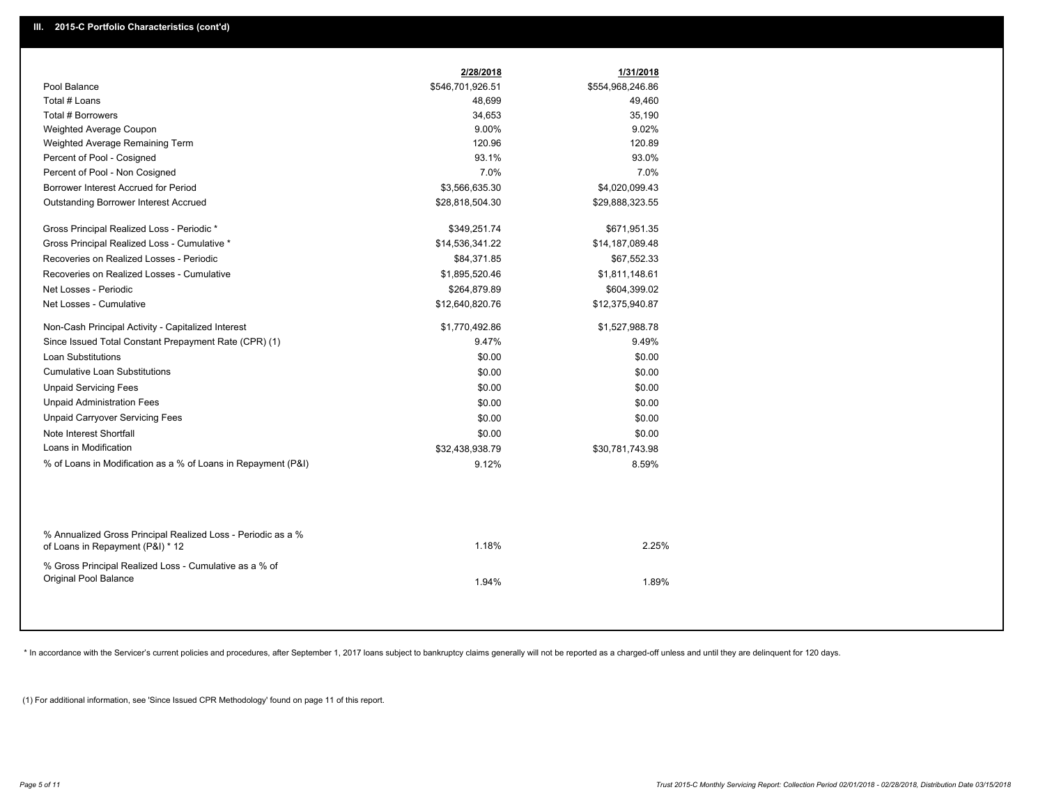## III. 2015-C Portfolio Characteristics (cont'd)

| | 2/28/2018 | 1/31/2018 |
|---|---|---|
| Pool Balance | $546,701,926.51 | $554,968,246.86 |
| Total # Loans | 48,699 | 49,460 |
| Total # Borrowers | 34,653 | 35,190 |
| Weighted Average Coupon | 9.00% | 9.02% |
| Weighted Average Remaining Term | 120.96 | 120.89 |
| Percent of Pool - Cosigned | 93.1% | 93.0% |
| Percent of Pool - Non Cosigned | 7.0% | 7.0% |
| Borrower Interest Accrued for Period | $3,566,635.30 | $4,020,099.43 |
| Outstanding Borrower Interest Accrued | $28,818,504.30 | $29,888,323.55 |
| Gross Principal Realized Loss - Periodic * | $349,251.74 | $671,951.35 |
| Gross Principal Realized Loss - Cumulative * | $14,536,341.22 | $14,187,089.48 |
| Recoveries on Realized Losses - Periodic | $84,371.85 | $67,552.33 |
| Recoveries on Realized Losses - Cumulative | $1,895,520.46 | $1,811,148.61 |
| Net Losses - Periodic | $264,879.89 | $604,399.02 |
| Net Losses - Cumulative | $12,640,820.76 | $12,375,940.87 |
| Non-Cash Principal Activity - Capitalized Interest | $1,770,492.86 | $1,527,988.78 |
| Since Issued Total Constant Prepayment Rate (CPR) (1) | 9.47% | 9.49% |
| Loan Substitutions | $0.00 | $0.00 |
| Cumulative Loan Substitutions | $0.00 | $0.00 |
| Unpaid Servicing Fees | $0.00 | $0.00 |
| Unpaid Administration Fees | $0.00 | $0.00 |
| Unpaid Carryover Servicing Fees | $0.00 | $0.00 |
| Note Interest Shortfall | $0.00 | $0.00 |
| Loans in Modification | $32,438,938.79 | $30,781,743.98 |
| % of Loans in Modification as a % of Loans in Repayment (P&I) | 9.12% | 8.59% |
| % Annualized Gross Principal Realized Loss - Periodic as a % of Loans in Repayment (P&I) * 12 | 1.18% | 2.25% |
| % Gross Principal Realized Loss - Cumulative as a % of Original Pool Balance | 1.94% | 1.89% |

* In accordance with the Servicer's current policies and procedures, after September 1, 2017 loans subject to bankruptcy claims generally will not be reported as a charged-off unless and until they are delinquent for 120 days.

(1) For additional information, see 'Since Issued CPR Methodology' found on page 11 of this report.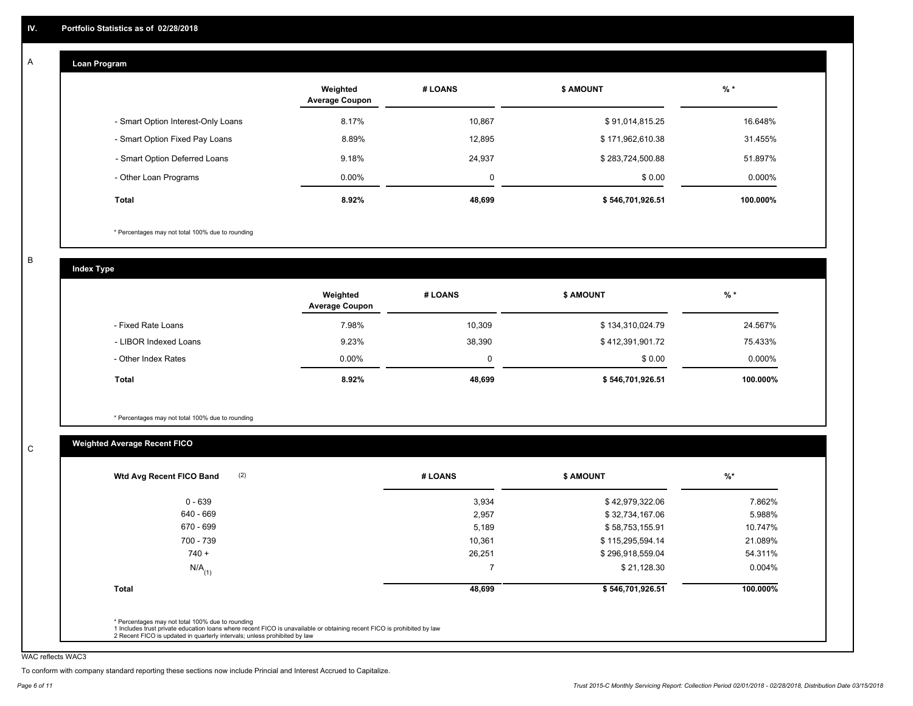## IV. Portfolio Statistics as of 02/28/2018

### A Loan Program

| | Weighted Average Coupon | # LOANS | $ AMOUNT | % * |
|---|---|---|---|---|
| - Smart Option Interest-Only Loans | 8.17% | 10,867 | $ 91,014,815.25 | 16.648% |
| - Smart Option Fixed Pay Loans | 8.89% | 12,895 | $ 171,962,610.38 | 31.455% |
| - Smart Option Deferred Loans | 9.18% | 24,937 | $ 283,724,500.88 | 51.897% |
| - Other Loan Programs | 0.00% | 0 | $ 0.00 | 0.000% |
| **Total** | **8.92%** | **48,699** | **$ 546,701,926.51** | **100.000%** |

* Percentages may not total 100% due to rounding

### B Index Type

| | Weighted Average Coupon | # LOANS | $ AMOUNT | % * |
|---|---|---|---|---|
| - Fixed Rate Loans | 7.98% | 10,309 | $ 134,310,024.79 | 24.567% |
| - LIBOR Indexed Loans | 9.23% | 38,390 | $ 412,391,901.72 | 75.433% |
| - Other Index Rates | 0.00% | 0 | $ 0.00 | 0.000% |
| **Total** | **8.92%** | **48,699** | **$ 546,701,926.51** | **100.000%** |

* Percentages may not total 100% due to rounding

### C Weighted Average Recent FICO

| Wtd Avg Recent FICO Band (2) | # LOANS | $ AMOUNT | %* |
|---|---|---|---|
| 0 - 639 | 3,934 | $ 42,979,322.06 | 7.862% |
| 640 - 669 | 2,957 | $ 32,734,167.06 | 5.988% |
| 670 - 699 | 5,189 | $ 58,753,155.91 | 10.747% |
| 700 - 739 | 10,361 | $ 115,295,594.14 | 21.089% |
| 740 + | 26,251 | $ 296,918,559.04 | 54.311% |
| N/A (1) | 7 | $ 21,128.30 | 0.004% |
| **Total** | **48,699** | **$ 546,701,926.51** | **100.000%** |

* Percentages may not total 100% due to rounding
1 Includes trust private education loans where recent FICO is unavailable or obtaining recent FICO is prohibited by law
2 Recent FICO is updated in quarterly intervals; unless prohibited by law

WAC reflects WAC3

To conform with company standard reporting these sections now include Princial and Interest Accrued to Capitalize.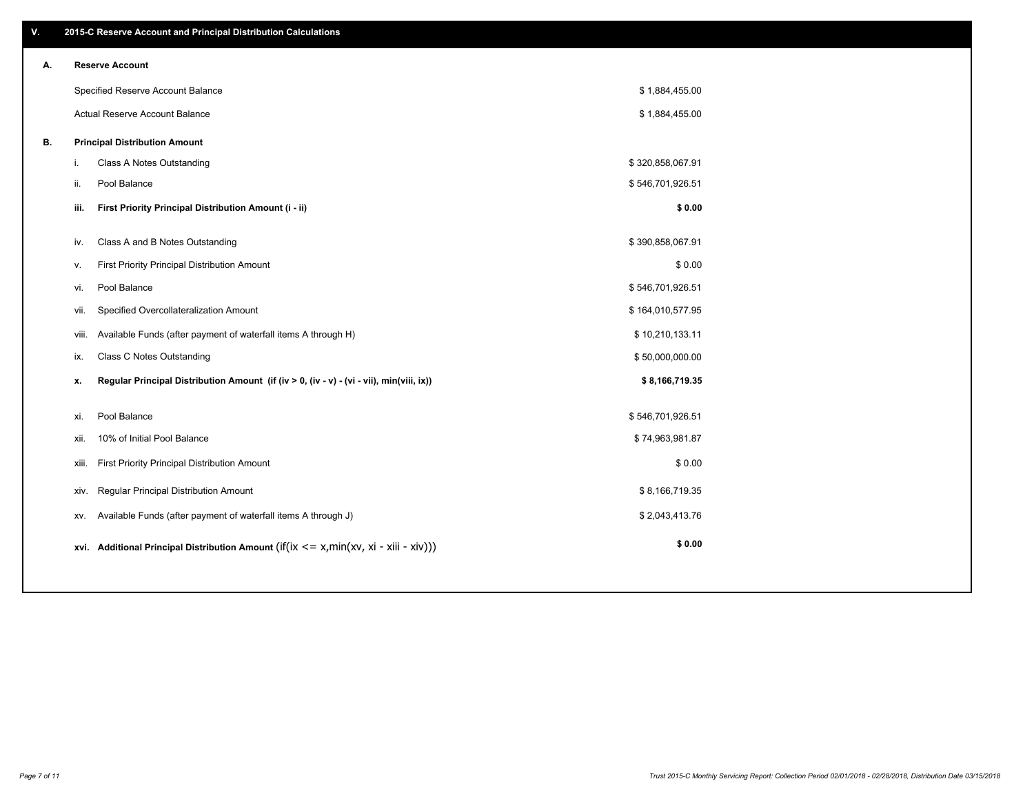## V. 2015-C Reserve Account and Principal Distribution Calculations

### A. Reserve Account

| | |
|---|---|
| Specified Reserve Account Balance | $ 1,884,455.00 |
| Actual Reserve Account Balance | $ 1,884,455.00 |

### B. Principal Distribution Amount

| | | |
|---|---|---|
| i. | Class A Notes Outstanding | $ 320,858,067.91 |
| ii. | Pool Balance | $ 546,701,926.51 |
| **iii.** | **First Priority Principal Distribution Amount (i - ii)** | **$ 0.00** |
| iv. | Class A and B Notes Outstanding | $ 390,858,067.91 |
| v. | First Priority Principal Distribution Amount | $ 0.00 |
| vi. | Pool Balance | $ 546,701,926.51 |
| vii. | Specified Overcollateralization Amount | $ 164,010,577.95 |
| viii. | Available Funds (after payment of waterfall items A through H) | $ 10,210,133.11 |
| ix. | Class C Notes Outstanding | $ 50,000,000.00 |
| **x.** | **Regular Principal Distribution Amount (if (iv > 0, (iv - v) - (vi - vii), min(viii, ix))** | **$ 8,166,719.35** |
| xi. | Pool Balance | $ 546,701,926.51 |
| xii. | 10% of Initial Pool Balance | $ 74,963,981.87 |
| xiii. | First Priority Principal Distribution Amount | $ 0.00 |
| xiv. | Regular Principal Distribution Amount | $ 8,166,719.35 |
| xv. | Available Funds (after payment of waterfall items A through J) | $ 2,043,413.76 |
| **xvi.** | **Additional Principal Distribution Amount** (if(ix <= x,min(xv, xi - xiii - xiv))) | **$ 0.00** |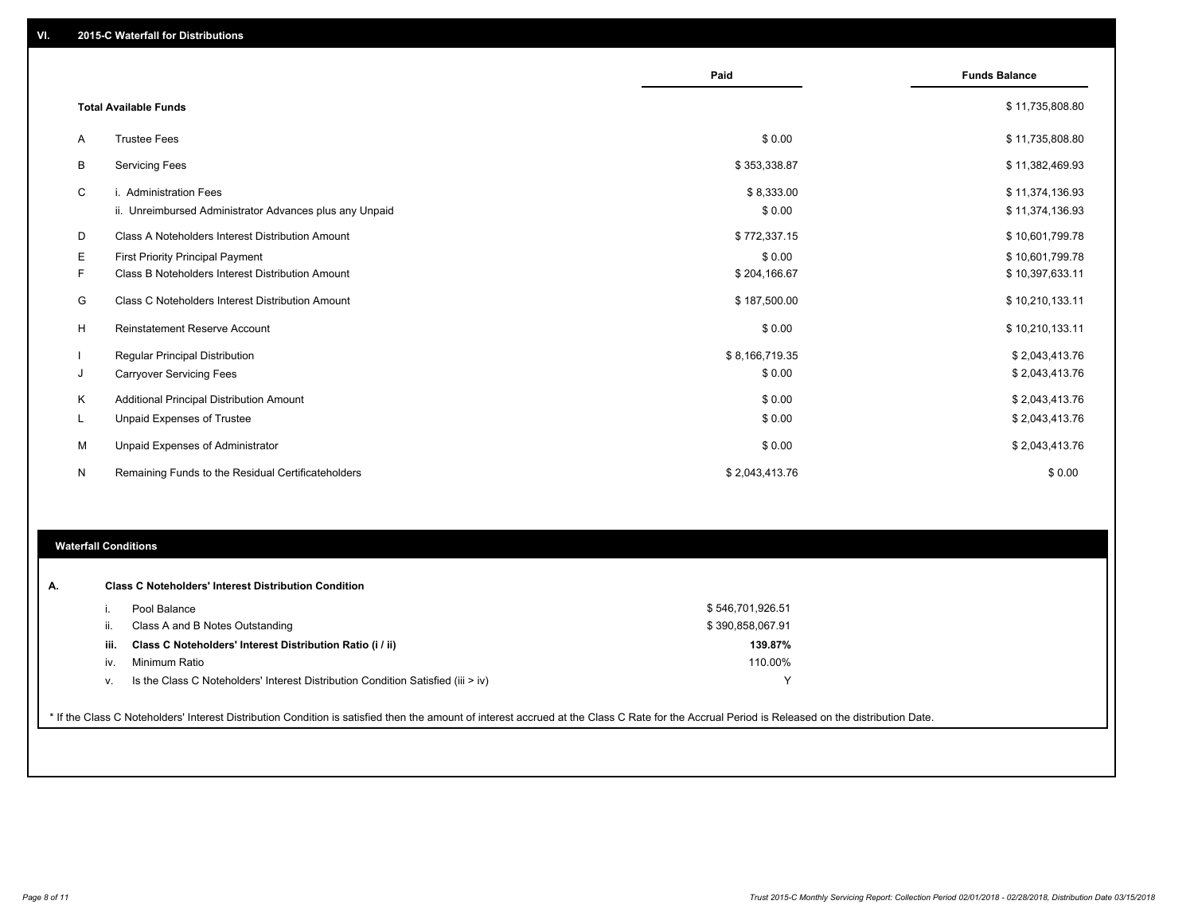## VI. 2015-C Waterfall for Distributions

| | | Paid | Funds Balance |
|---|---|---|---|
| | **Total Available Funds** | | $ 11,735,808.80 |
| A | Trustee Fees | $ 0.00 | $ 11,735,808.80 |
| B | Servicing Fees | $ 353,338.87 | $ 11,382,469.93 |
| C | i. Administration Fees | $ 8,333.00 | $ 11,374,136.93 |
| | ii. Unreimbursed Administrator Advances plus any Unpaid | $ 0.00 | $ 11,374,136.93 |
| D | Class A Noteholders Interest Distribution Amount | $ 772,337.15 | $ 10,601,799.78 |
| E | First Priority Principal Payment | $ 0.00 | $ 10,601,799.78 |
| F | Class B Noteholders Interest Distribution Amount | $ 204,166.67 | $ 10,397,633.11 |
| G | Class C Noteholders Interest Distribution Amount | $ 187,500.00 | $ 10,210,133.11 |
| H | Reinstatement Reserve Account | $ 0.00 | $ 10,210,133.11 |
| I | Regular Principal Distribution | $ 8,166,719.35 | $ 2,043,413.76 |
| J | Carryover Servicing Fees | $ 0.00 | $ 2,043,413.76 |
| K | Additional Principal Distribution Amount | $ 0.00 | $ 2,043,413.76 |
| L | Unpaid Expenses of Trustee | $ 0.00 | $ 2,043,413.76 |
| M | Unpaid Expenses of Administrator | $ 0.00 | $ 2,043,413.76 |
| N | Remaining Funds to the Residual Certificateholders | $ 2,043,413.76 | $ 0.00 |

### Waterfall Conditions

**A. Class C Noteholders' Interest Distribution Condition**

| | | |
|---|---|---|
| i. | Pool Balance | $ 546,701,926.51 |
| ii. | Class A and B Notes Outstanding | $ 390,858,067.91 |
| **iii.** | **Class C Noteholders' Interest Distribution Ratio (i / ii)** | **139.87%** |
| iv. | Minimum Ratio | 110.00% |
| v. | Is the Class C Noteholders' Interest Distribution Condition Satisfied (iii > iv) | Y |

* If the Class C Noteholders' Interest Distribution Condition is satisfied then the amount of interest accrued at the Class C Rate for the Accrual Period is Released on the distribution Date.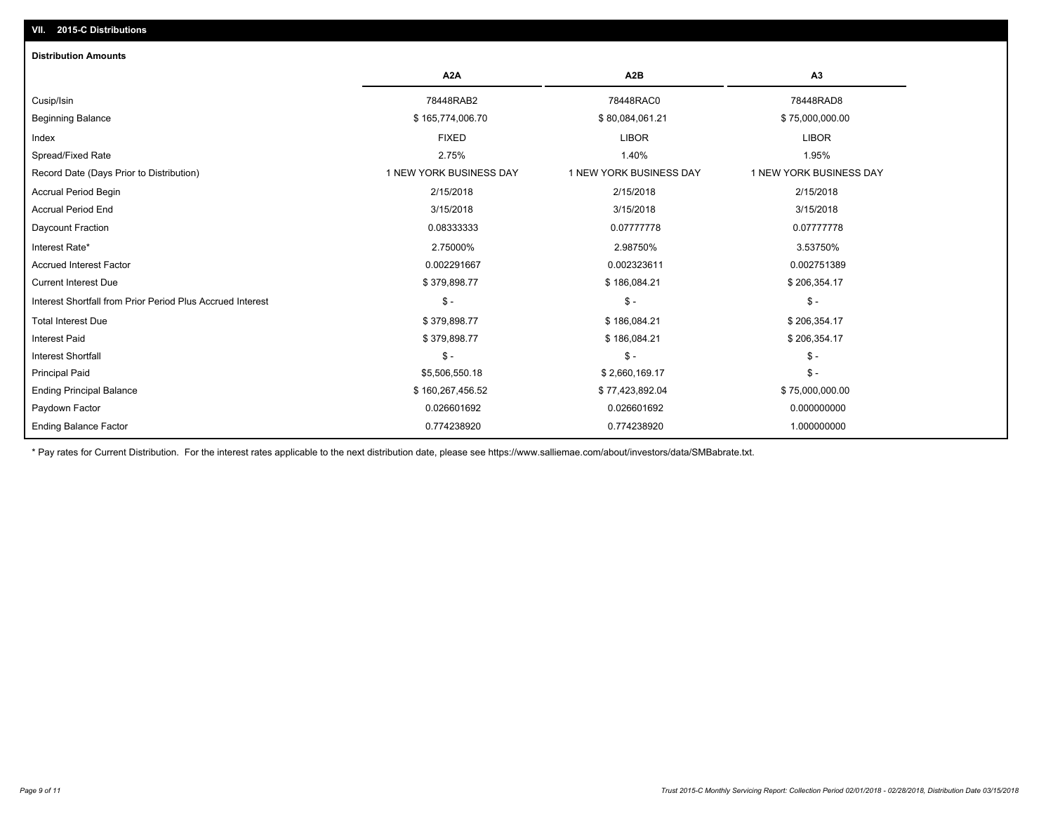## VII. 2015-C Distributions

### Distribution Amounts

| | A2A | A2B | A3 |
|---|---|---|---|
| Cusip/Isin | 78448RAB2 | 78448RAC0 | 78448RAD8 |
| Beginning Balance | $ 165,774,006.70 | $ 80,084,061.21 | $ 75,000,000.00 |
| Index | FIXED | LIBOR | LIBOR |
| Spread/Fixed Rate | 2.75% | 1.40% | 1.95% |
| Record Date (Days Prior to Distribution) | 1 NEW YORK BUSINESS DAY | 1 NEW YORK BUSINESS DAY | 1 NEW YORK BUSINESS DAY |
| Accrual Period Begin | 2/15/2018 | 2/15/2018 | 2/15/2018 |
| Accrual Period End | 3/15/2018 | 3/15/2018 | 3/15/2018 |
| Daycount Fraction | 0.08333333 | 0.07777778 | 0.07777778 |
| Interest Rate* | 2.75000% | 2.98750% | 3.53750% |
| Accrued Interest Factor | 0.002291667 | 0.002323611 | 0.002751389 |
| Current Interest Due | $ 379,898.77 | $ 186,084.21 | $ 206,354.17 |
| Interest Shortfall from Prior Period Plus Accrued Interest | $ - | $ - | $ - |
| Total Interest Due | $ 379,898.77 | $ 186,084.21 | $ 206,354.17 |
| Interest Paid | $ 379,898.77 | $ 186,084.21 | $ 206,354.17 |
| Interest Shortfall | $ - | $ - | $ - |
| Principal Paid | $5,506,550.18 | $ 2,660,169.17 | $ - |
| Ending Principal Balance | $ 160,267,456.52 | $ 77,423,892.04 | $ 75,000,000.00 |
| Paydown Factor | 0.026601692 | 0.026601692 | 0.000000000 |
| Ending Balance Factor | 0.774238920 | 0.774238920 | 1.000000000 |

* Pay rates for Current Distribution. For the interest rates applicable to the next distribution date, please see https://www.salliemae.com/about/investors/data/SMBabrate.txt.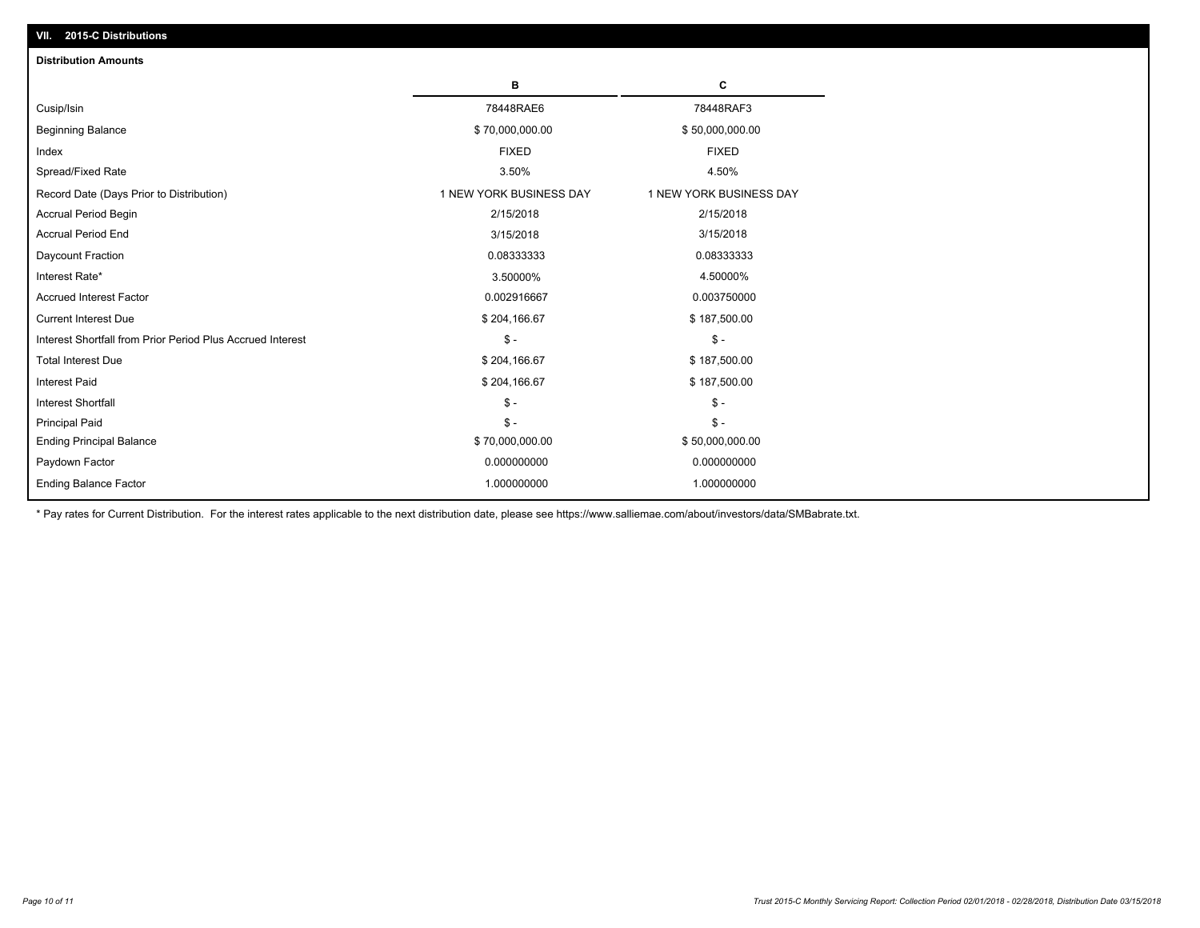## VII. 2015-C Distributions

### Distribution Amounts

| | B | C |
|---|---|---|
| Cusip/Isin | 78448RAE6 | 78448RAF3 |
| Beginning Balance | $ 70,000,000.00 | $ 50,000,000.00 |
| Index | FIXED | FIXED |
| Spread/Fixed Rate | 3.50% | 4.50% |
| Record Date (Days Prior to Distribution) | 1 NEW YORK BUSINESS DAY | 1 NEW YORK BUSINESS DAY |
| Accrual Period Begin | 2/15/2018 | 2/15/2018 |
| Accrual Period End | 3/15/2018 | 3/15/2018 |
| Daycount Fraction | 0.08333333 | 0.08333333 |
| Interest Rate* | 3.50000% | 4.50000% |
| Accrued Interest Factor | 0.002916667 | 0.003750000 |
| Current Interest Due | $ 204,166.67 | $ 187,500.00 |
| Interest Shortfall from Prior Period Plus Accrued Interest | $ - | $ - |
| Total Interest Due | $ 204,166.67 | $ 187,500.00 |
| Interest Paid | $ 204,166.67 | $ 187,500.00 |
| Interest Shortfall | $ - | $ - |
| Principal Paid | $ - | $ - |
| Ending Principal Balance | $ 70,000,000.00 | $ 50,000,000.00 |
| Paydown Factor | 0.000000000 | 0.000000000 |
| Ending Balance Factor | 1.000000000 | 1.000000000 |

* Pay rates for Current Distribution. For the interest rates applicable to the next distribution date, please see https://www.salliemae.com/about/investors/data/SMBabrate.txt.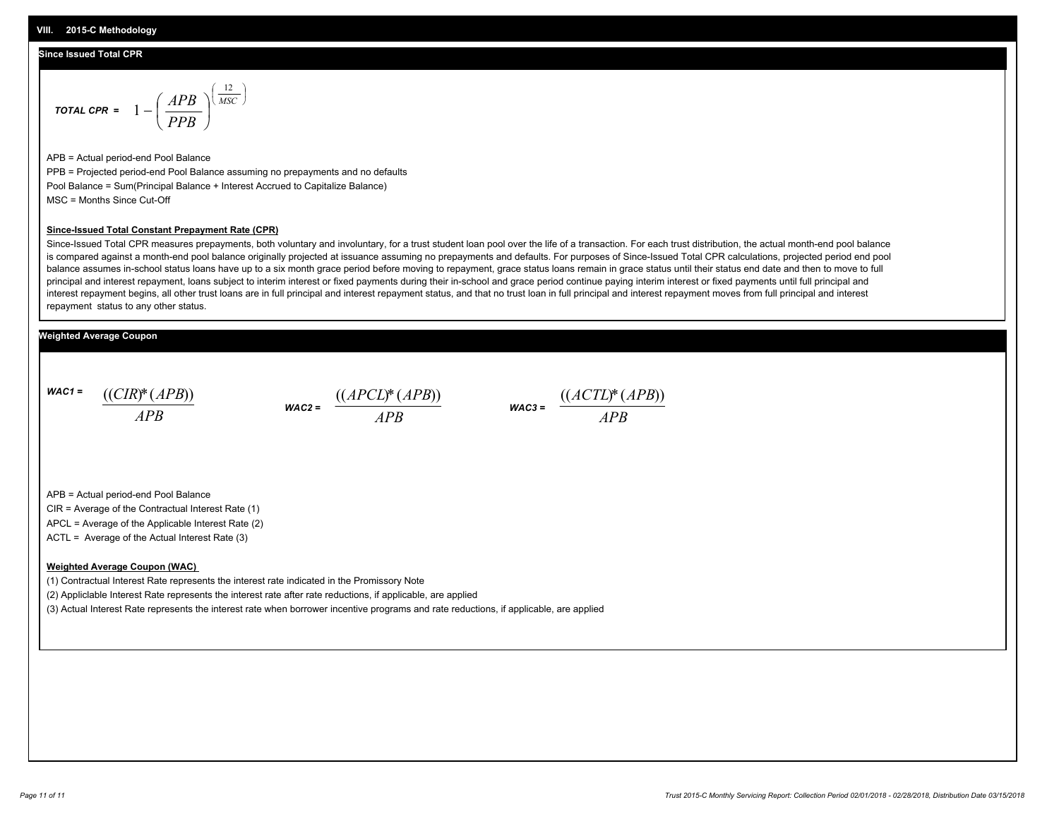## VIII. 2015-C Methodology

### Since Issued Total CPR

$$\textbf{\textit{TOTAL CPR}} = 1 - \left(\frac{APB}{PPB}\right)^{\left(\frac{12}{MSC}\right)}$$

APB = Actual period-end Pool Balance

PPB = Projected period-end Pool Balance assuming no prepayments and no defaults

Pool Balance = Sum(Principal Balance + Interest Accrued to Capitalize Balance)

MSC = Months Since Cut-Off

**Since-Issued Total Constant Prepayment Rate (CPR)**

Since-Issued Total CPR measures prepayments, both voluntary and involuntary, for a trust student loan pool over the life of a transaction. For each trust distribution, the actual month-end pool balance is compared against a month-end pool balance originally projected at issuance assuming no prepayments and defaults. For purposes of Since-Issued Total CPR calculations, projected period end pool balance assumes in-school status loans have up to a six month grace period before moving to repayment, grace status loans remain in grace status until their status end date and then to move to full principal and interest repayment, loans subject to interim interest or fixed payments during their in-school and grace period continue paying interim interest or fixed payments until full principal and interest repayment begins, all other trust loans are in full principal and interest repayment status, and that no trust loan in full principal and interest repayment moves from full principal and interest repayment status to any other status.

### Weighted Average Coupon

$$\textbf{\textit{WAC1}} = \frac{((CIR)*(APB))}{APB} \qquad \textbf{\textit{WAC2}} = \frac{((APCL)*(APB))}{APB} \qquad \textbf{\textit{WAC3}} = \frac{((ACTL)*(APB))}{APB}$$

APB = Actual period-end Pool Balance

CIR = Average of the Contractual Interest Rate (1)

APCL = Average of the Applicable Interest Rate (2)

ACTL = Average of the Actual Interest Rate (3)

**Weighted Average Coupon (WAC)**

(1) Contractual Interest Rate represents the interest rate indicated in the Promissory Note

(2) Appliclable Interest Rate represents the interest rate after rate reductions, if applicable, are applied

(3) Actual Interest Rate represents the interest rate when borrower incentive programs and rate reductions, if applicable, are applied